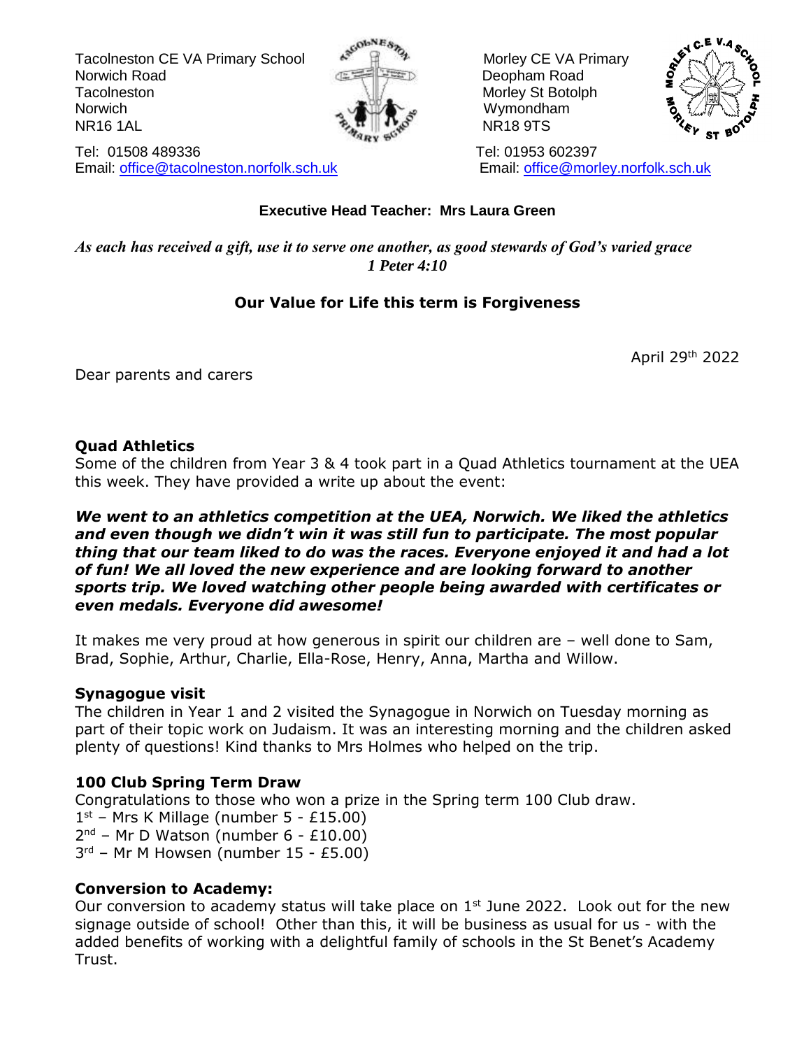Tacolneston CE VA Primary School
Norwich Road
Tacolneston
Norwich
NR16 1AL

Tel: 01508 489336
Email: office@tacolneston.norfolk.sch.uk

Morley CE VA Primary
Deopham Road
Morley St Botolph
Wymondham
NR18 9TS

Tel: 01953 602397
Email: office@morley.norfolk.sch.uk

**Executive Head Teacher: Mrs Laura Green**

*As each has received a gift, use it to serve one another, as good stewards of God's varied grace*
*1 Peter 4:10*

**Our Value for Life this term is Forgiveness**

April 29th 2022

Dear parents and carers

## Quad Athletics

Some of the children from Year 3 & 4 took part in a Quad Athletics tournament at the UEA this week. They have provided a write up about the event:

***We went to an athletics competition at the UEA, Norwich. We liked the athletics and even though we didn't win it was still fun to participate. The most popular thing that our team liked to do was the races. Everyone enjoyed it and had a lot of fun! We all loved the new experience and are looking forward to another sports trip. We loved watching other people being awarded with certificates or even medals. Everyone did awesome!***

It makes me very proud at how generous in spirit our children are – well done to Sam, Brad, Sophie, Arthur, Charlie, Ella-Rose, Henry, Anna, Martha and Willow.

## Synagogue visit

The children in Year 1 and 2 visited the Synagogue in Norwich on Tuesday morning as part of their topic work on Judaism. It was an interesting morning and the children asked plenty of questions! Kind thanks to Mrs Holmes who helped on the trip.

## 100 Club Spring Term Draw

Congratulations to those who won a prize in the Spring term 100 Club draw.
1st – Mrs K Millage (number 5 - £15.00)
2nd – Mr D Watson (number 6 - £10.00)
3rd – Mr M Howsen (number 15 - £5.00)

## Conversion to Academy:

Our conversion to academy status will take place on 1st June 2022. Look out for the new signage outside of school! Other than this, it will be business as usual for us - with the added benefits of working with a delightful family of schools in the St Benet's Academy Trust.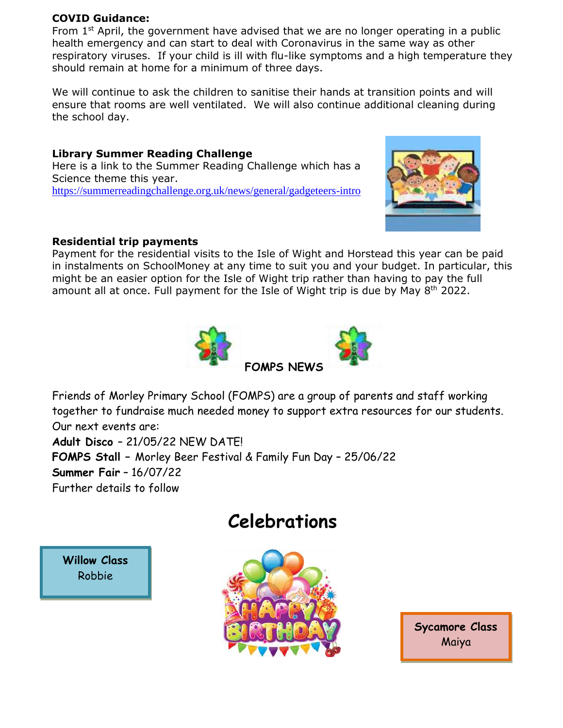**COVID Guidance:**
From 1st April, the government have advised that we are no longer operating in a public health emergency and can start to deal with Coronavirus in the same way as other respiratory viruses. If your child is ill with flu-like symptoms and a high temperature they should remain at home for a minimum of three days.

We will continue to ask the children to sanitise their hands at transition points and will ensure that rooms are well ventilated. We will also continue additional cleaning during the school day.

**Library Summer Reading Challenge**
Here is a link to the Summer Reading Challenge which has a Science theme this year.
https://summerreadingchallenge.org.uk/news/general/gadgeteers-intro

**Residential trip payments**
Payment for the residential visits to the Isle of Wight and Horstead this year can be paid in instalments on SchoolMoney at any time to suit you and your budget. In particular, this might be an easier option for the Isle of Wight trip rather than having to pay the full amount all at once. Full payment for the Isle of Wight trip is due by May 8th 2022.

**FOMPS NEWS**

Friends of Morley Primary School (FOMPS) are a group of parents and staff working together to fundraise much needed money to support extra resources for our students.
Our next events are:
**Adult Disco** – 21/05/22 NEW DATE!
**FOMPS Stall** – Morley Beer Festival & Family Fun Day – 25/06/22
**Summer Fair** – 16/07/22
Further details to follow

## Celebrations

**Willow Class**
Robbie

**Sycamore Class**
Maiya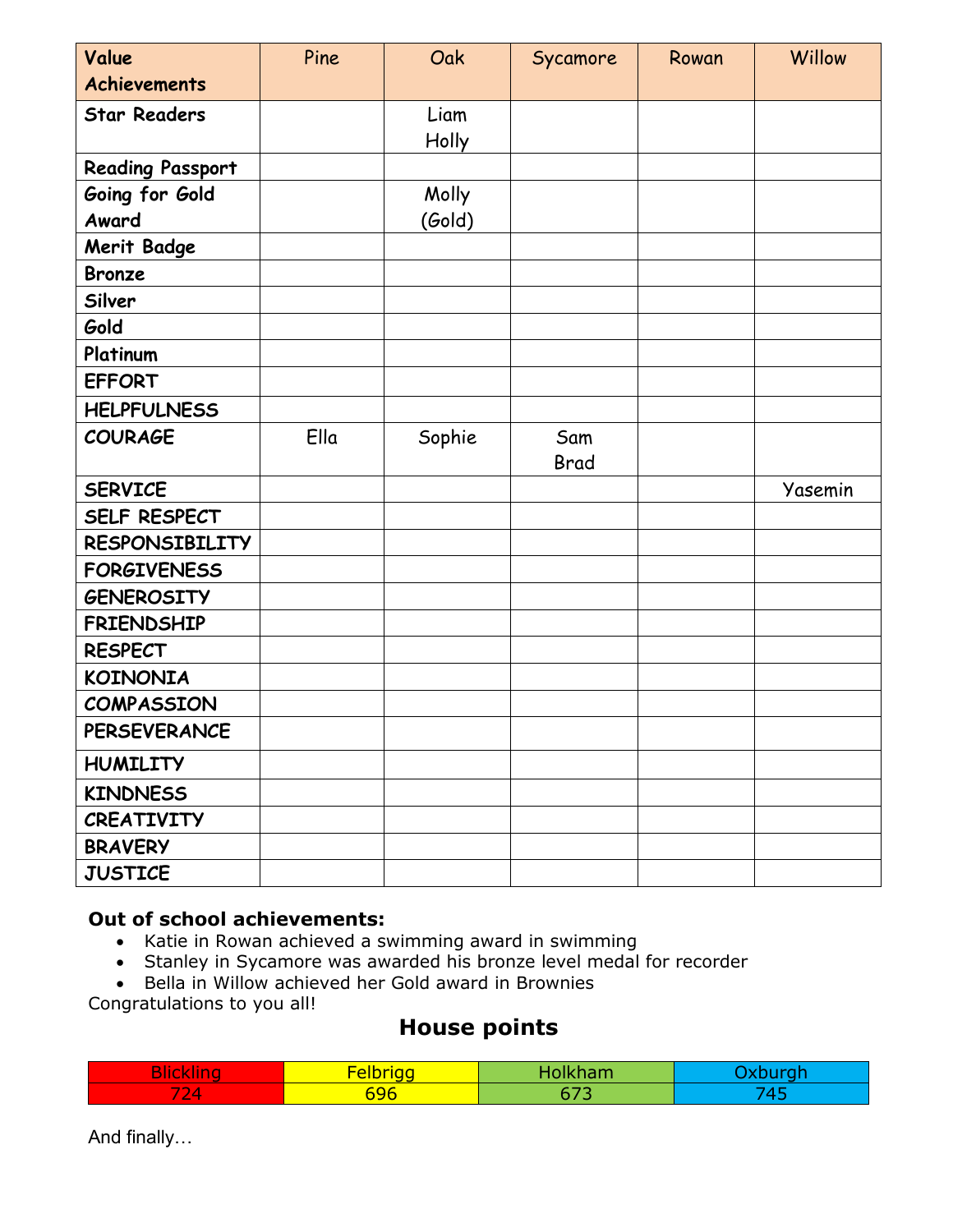| Value Achievements | Pine | Oak | Sycamore | Rowan | Willow |
|---|---|---|---|---|---|
| **Star Readers** | | Liam<br>Holly | | | |
| **Reading Passport** | | | | | |
| **Going for Gold Award** | | Molly (Gold) | | | |
| **Merit Badge** | | | | | |
| **Bronze** | | | | | |
| **Silver** | | | | | |
| **Gold** | | | | | |
| **Platinum** | | | | | |
| **EFFORT** | | | | | |
| **HELPFULNESS** | | | | | |
| **COURAGE** | Ella | Sophie | Sam<br>Brad | | |
| **SERVICE** | | | | | Yasemin |
| **SELF RESPECT** | | | | | |
| **RESPONSIBILITY** | | | | | |
| **FORGIVENESS** | | | | | |
| **GENEROSITY** | | | | | |
| **FRIENDSHIP** | | | | | |
| **RESPECT** | | | | | |
| **KOINONIA** | | | | | |
| **COMPASSION** | | | | | |
| **PERSEVERANCE** | | | | | |
| **HUMILITY** | | | | | |
| **KINDNESS** | | | | | |
| **CREATIVITY** | | | | | |
| **BRAVERY** | | | | | |
| **JUSTICE** | | | | | |

**Out of school achievements:**

- Katie in Rowan achieved a swimming award in swimming
- Stanley in Sycamore was awarded his bronze level medal for recorder
- Bella in Willow achieved her Gold award in Brownies

Congratulations to you all!

## House points

| Blickling | Felbrigg | Holkham | Oxburgh |
|---|---|---|---|
| 724 | 696 | 673 | 745 |

And finally…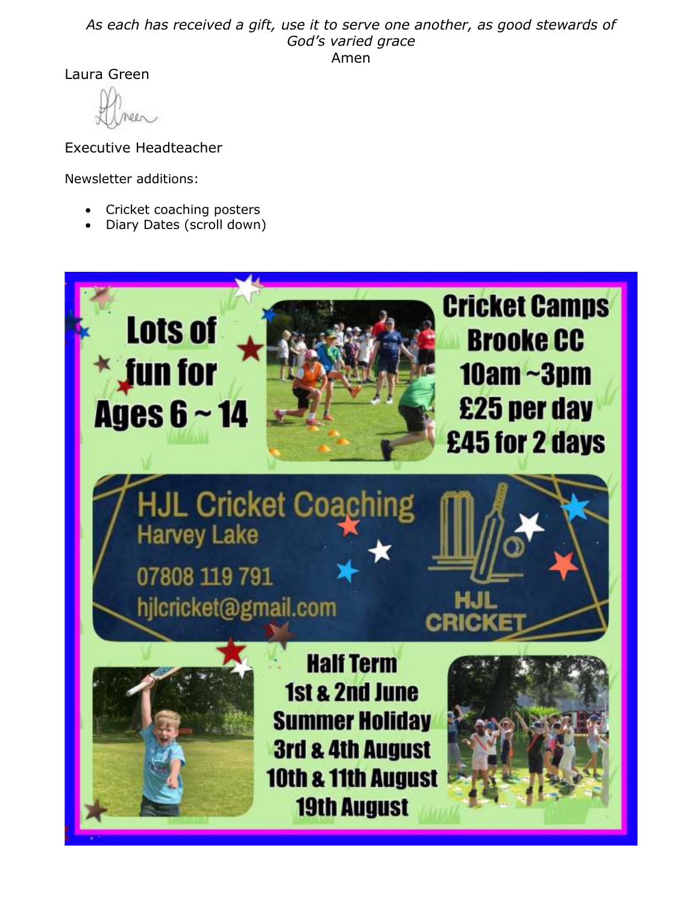*As each has received a gift, use it to serve one another, as good stewards of God's varied grace*

Amen

Laura Green

Executive Headteacher

Newsletter additions:

- Cricket coaching posters
- Diary Dates (scroll down)

**Lots of fun for Ages 6 ~ 14**

**Cricket Camps**
**Brooke CC**
**10am ~3pm**
**£25 per day**
**£45 for 2 days**

**HJL Cricket Coaching**
Harvey Lake
07808 119 791
hjlcricket@gmail.com

HJL CRICKET

**Half Term**
**1st & 2nd June**
**Summer Holiday**
**3rd & 4th August**
**10th & 11th August**
**19th August**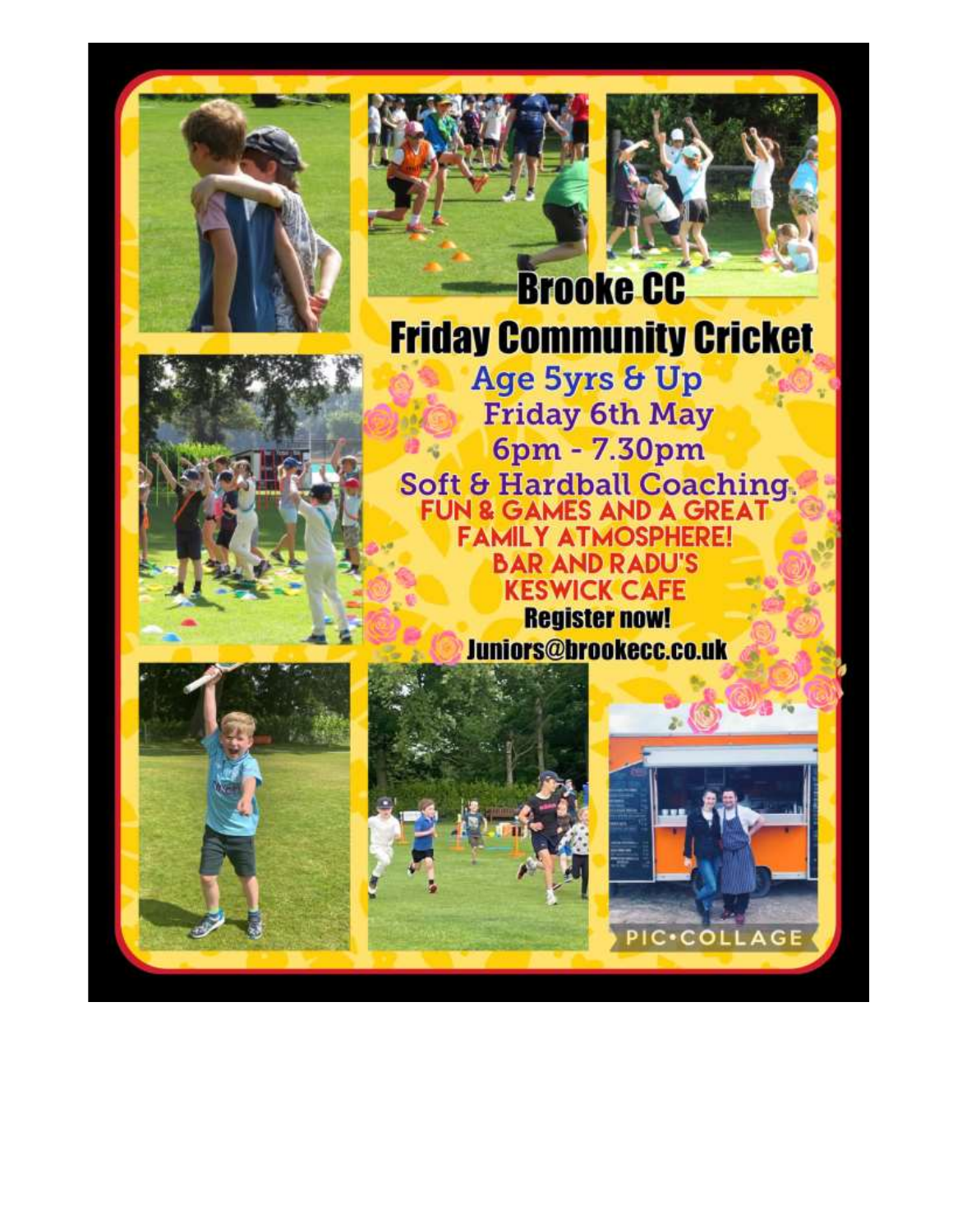# Brooke CC

## Friday Community Cricket

Age 5yrs & Up

Friday 6th May

6pm - 7.30pm

Soft & Hardball Coaching.

**FUN & GAMES AND A GREAT FAMILY ATMOSPHERE!**

**BAR AND RADU'S KESWICK CAFE**

**Register now!**

**Juniors@brookecc.co.uk**

PIC•COLLAGE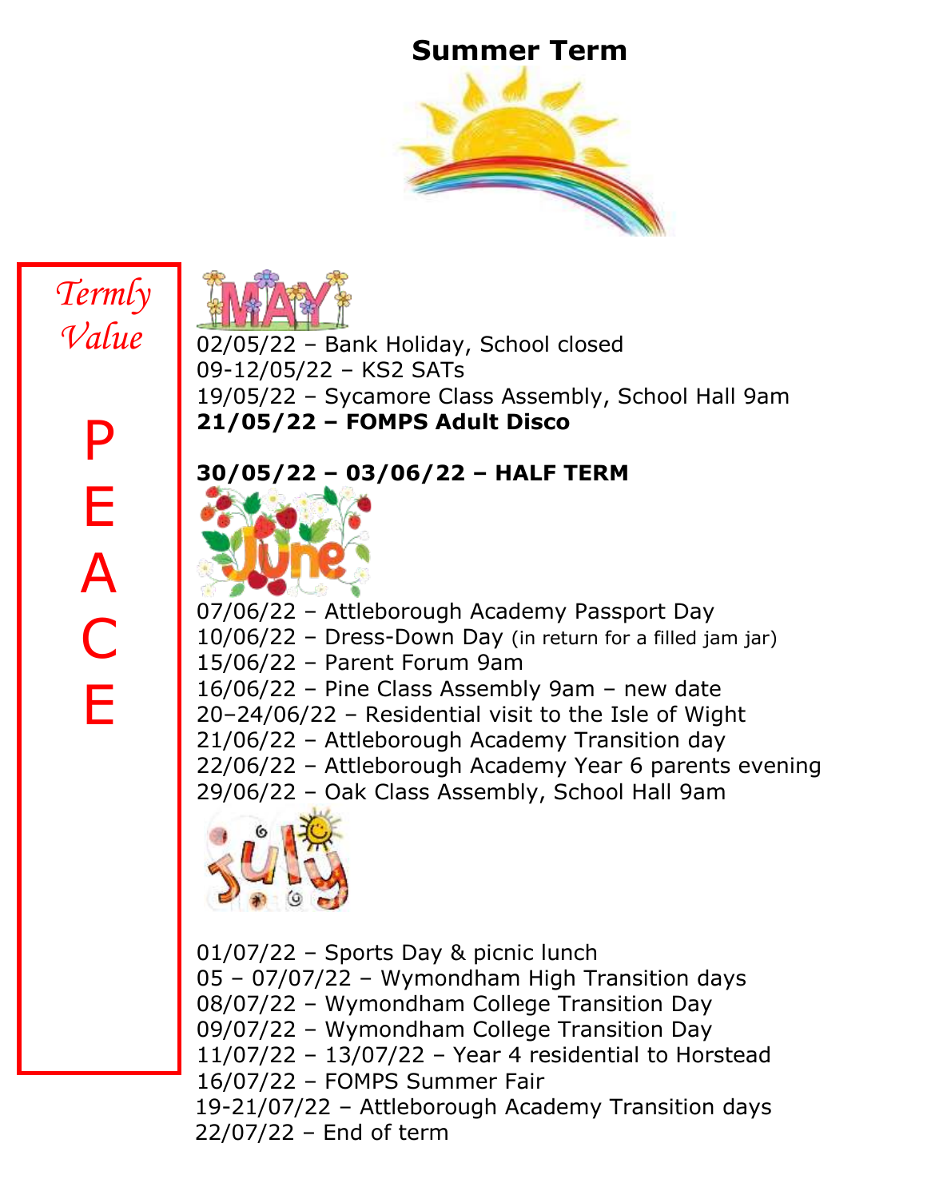# Summer Term

*Termly Value*

**PEACE**

## May

02/05/22 – Bank Holiday, School closed
09-12/05/22 – KS2 SATs
19/05/22 – Sycamore Class Assembly, School Hall 9am
**21/05/22 – FOMPS Adult Disco**

**30/05/22 – 03/06/22 – HALF TERM**

## June

07/06/22 – Attleborough Academy Passport Day
10/06/22 – Dress-Down Day (in return for a filled jam jar)
15/06/22 – Parent Forum 9am
16/06/22 – Pine Class Assembly 9am – new date
20–24/06/22 – Residential visit to the Isle of Wight
21/06/22 – Attleborough Academy Transition day
22/06/22 – Attleborough Academy Year 6 parents evening
29/06/22 – Oak Class Assembly, School Hall 9am

## July

01/07/22 – Sports Day & picnic lunch
05 – 07/07/22 – Wymondham High Transition days
08/07/22 – Wymondham College Transition Day
09/07/22 – Wymondham College Transition Day
11/07/22 – 13/07/22 – Year 4 residential to Horstead
16/07/22 – FOMPS Summer Fair
19-21/07/22 – Attleborough Academy Transition days
22/07/22 – End of term